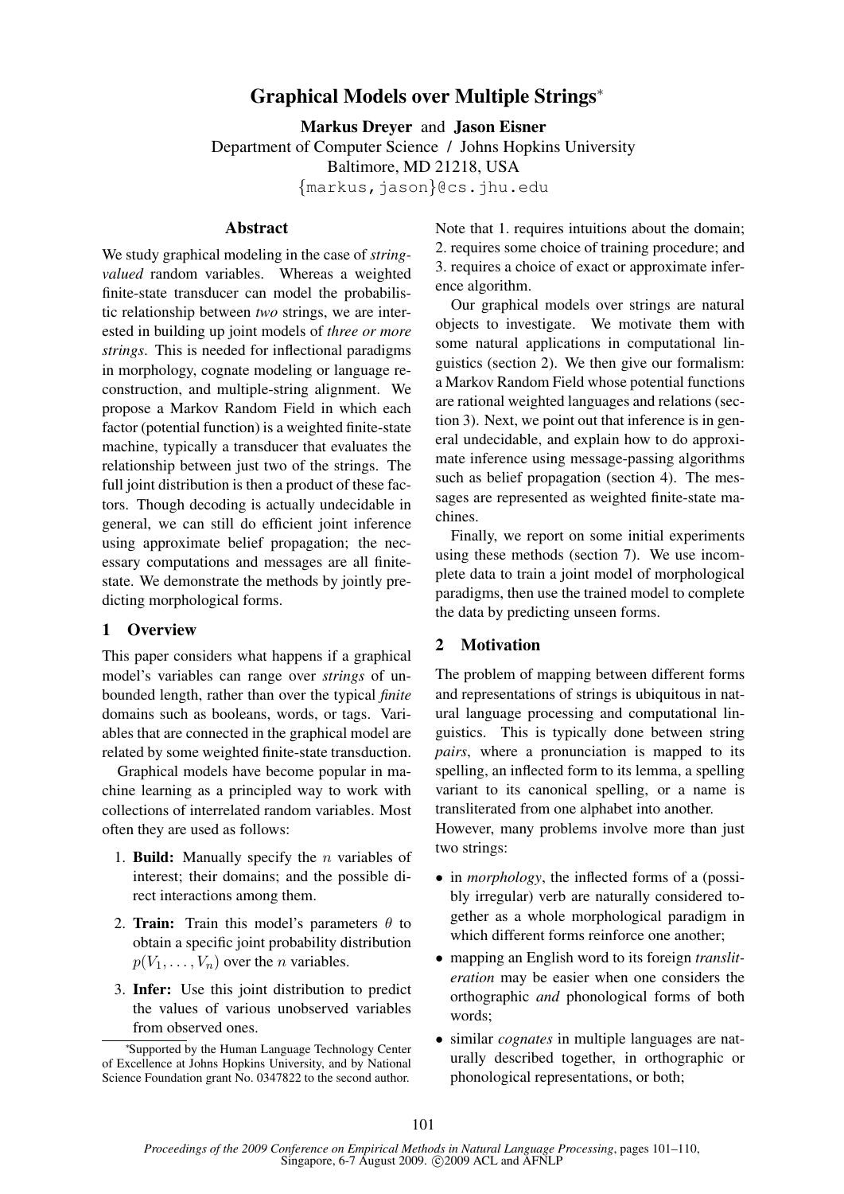# Graphical Models over Multiple Strings*

**Markus Dreyer** and **Jason Eisner**
Department of Computer Science / Johns Hopkins University
Baltimore, MD 21218, USA
{markus,jason}@cs.jhu.edu

## Abstract

We study graphical modeling in the case of *string-valued* random variables. Whereas a weighted finite-state transducer can model the probabilistic relationship between *two* strings, we are interested in building up joint models of *three or more strings*. This is needed for inflectional paradigms in morphology, cognate modeling or language reconstruction, and multiple-string alignment. We propose a Markov Random Field in which each factor (potential function) is a weighted finite-state machine, typically a transducer that evaluates the relationship between just two of the strings. The full joint distribution is then a product of these factors. Though decoding is actually undecidable in general, we can still do efficient joint inference using approximate belief propagation; the necessary computations and messages are all finite-state. We demonstrate the methods by jointly predicting morphological forms.

## 1 Overview

This paper considers what happens if a graphical model's variables can range over *strings* of unbounded length, rather than over the typical *finite* domains such as booleans, words, or tags. Variables that are connected in the graphical model are related by some weighted finite-state transduction.

Graphical models have become popular in machine learning as a principled way to work with collections of interrelated random variables. Most often they are used as follows:

1. **Build:** Manually specify the $n$ variables of interest; their domains; and the possible direct interactions among them.
2. **Train:** Train this model's parameters $\theta$ to obtain a specific joint probability distribution $p(V_1, \ldots, V_n)$ over the $n$ variables.
3. **Infer:** Use this joint distribution to predict the values of various unobserved variables from observed ones.

*Supported by the Human Language Technology Center of Excellence at Johns Hopkins University, and by National Science Foundation grant No. 0347822 to the second author.

Note that 1. requires intuitions about the domain; 2. requires some choice of training procedure; and 3. requires a choice of exact or approximate inference algorithm.

Our graphical models over strings are natural objects to investigate. We motivate them with some natural applications in computational linguistics (section 2). We then give our formalism: a Markov Random Field whose potential functions are rational weighted languages and relations (section 3). Next, we point out that inference is in general undecidable, and explain how to do approximate inference using message-passing algorithms such as belief propagation (section 4). The messages are represented as weighted finite-state machines.

Finally, we report on some initial experiments using these methods (section 7). We use incomplete data to train a joint model of morphological paradigms, then use the trained model to complete the data by predicting unseen forms.

## 2 Motivation

The problem of mapping between different forms and representations of strings is ubiquitous in natural language processing and computational linguistics. This is typically done between string *pairs*, where a pronunciation is mapped to its spelling, an inflected form to its lemma, a spelling variant to its canonical spelling, or a name is transliterated from one alphabet into another.
However, many problems involve more than just two strings:

- in *morphology*, the inflected forms of a (possibly irregular) verb are naturally considered together as a whole morphological paradigm in which different forms reinforce one another;
- mapping an English word to its foreign *transliteration* may be easier when one considers the orthographic *and* phonological forms of both words;
- similar *cognates* in multiple languages are naturally described together, in orthographic or phonological representations, or both;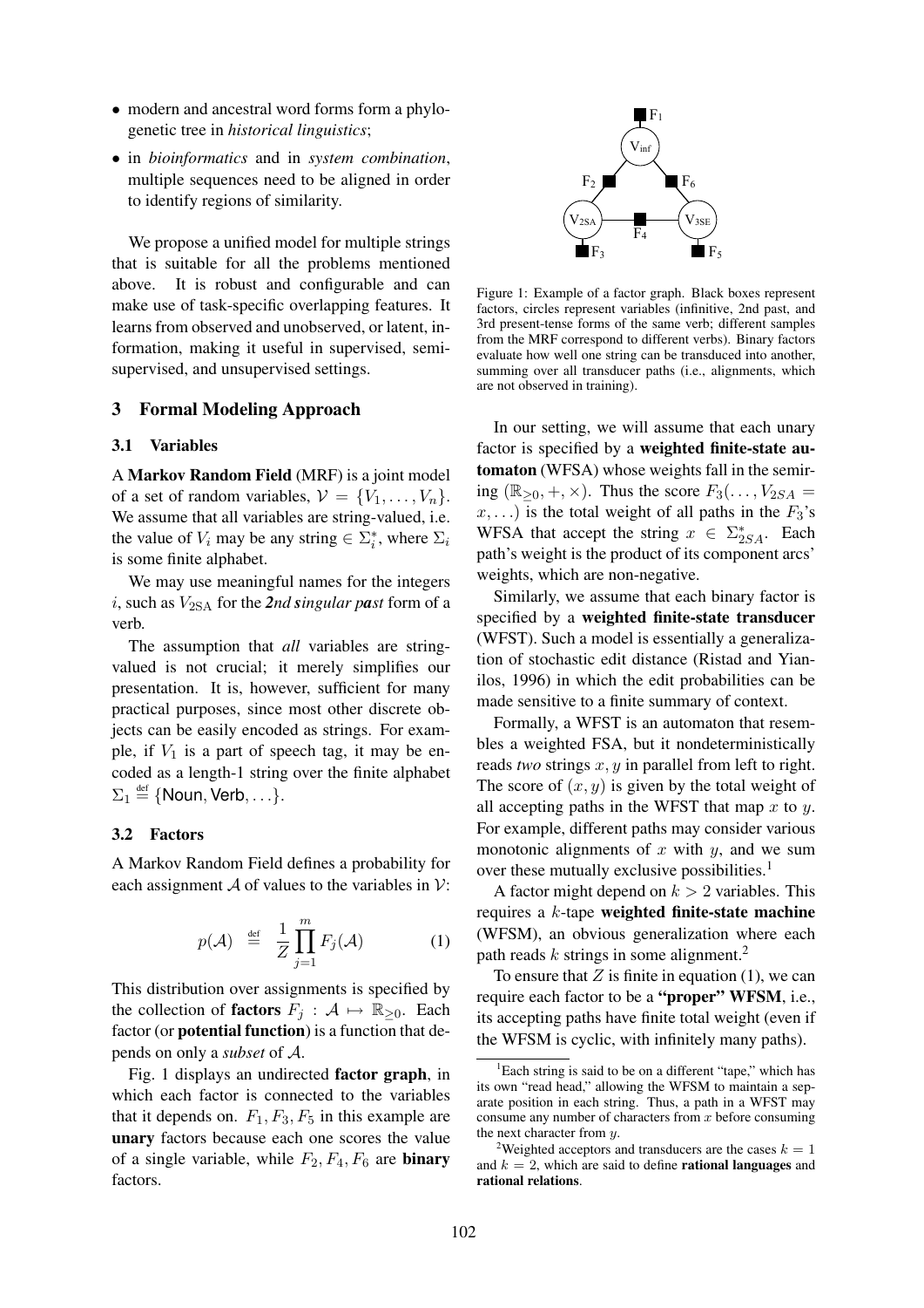- modern and ancestral word forms form a phylogenetic tree in *historical linguistics*;
- in *bioinformatics* and in *system combination*, multiple sequences need to be aligned in order to identify regions of similarity.

We propose a unified model for multiple strings that is suitable for all the problems mentioned above. It is robust and configurable and can make use of task-specific overlapping features. It learns from observed and unobserved, or latent, information, making it useful in supervised, semi-supervised, and unsupervised settings.

## 3 Formal Modeling Approach

### 3.1 Variables

A **Markov Random Field** (MRF) is a joint model of a set of random variables, $\mathcal{V} = \{V_1, \ldots, V_n\}$. We assume that all variables are string-valued, i.e. the value of $V_i$ may be any string $\in \Sigma_i^*$, where $\Sigma_i$ is some finite alphabet.

We may use meaningful names for the integers $i$, such as $V_{2\text{SA}}$ for the ***2**nd **s**ingular p**a**st* form of a verb.

The assumption that *all* variables are string-valued is not crucial; it merely simplifies our presentation. It is, however, sufficient for many practical purposes, since most other discrete objects can be easily encoded as strings. For example, if $V_1$ is a part of speech tag, it may be encoded as a length-1 string over the finite alphabet $\Sigma_1 \stackrel{\text{def}}{=} \{\text{Noun}, \text{Verb}, \ldots\}$.

### 3.2 Factors

A Markov Random Field defines a probability for each assignment $\mathcal{A}$ of values to the variables in $\mathcal{V}$:

$$p(\mathcal{A}) \stackrel{\text{def}}{=} \frac{1}{Z} \prod_{j=1}^{m} F_j(\mathcal{A}) \qquad (1)$$

This distribution over assignments is specified by the collection of **factors** $F_j : \mathcal{A} \mapsto \mathbb{R}_{\geq 0}$. Each factor (or **potential function**) is a function that depends on only a *subset* of $\mathcal{A}$.

Fig. 1 displays an undirected **factor graph**, in which each factor is connected to the variables that it depends on. $F_1, F_3, F_5$ in this example are **unary** factors because each one scores the value of a single variable, while $F_2, F_4, F_6$ are **binary** factors.

Figure 1: Example of a factor graph. Black boxes represent factors, circles represent variables (infinitive, 2nd past, and 3rd present-tense forms of the same verb; different samples from the MRF correspond to different verbs). Binary factors evaluate how well one string can be transduced into another, summing over all transducer paths (i.e., alignments, which are not observed in training).

In our setting, we will assume that each unary factor is specified by a **weighted finite-state automaton** (WFSA) whose weights fall in the semiring $(\mathbb{R}_{\geq 0}, +, \times)$. Thus the score $F_3(\ldots, V_{2SA} = x, \ldots)$ is the total weight of all paths in the $F_3$'s WFSA that accept the string $x \in \Sigma_{2SA}^*$. Each path's weight is the product of its component arcs' weights, which are non-negative.

Similarly, we assume that each binary factor is specified by a **weighted finite-state transducer** (WFST). Such a model is essentially a generalization of stochastic edit distance (Ristad and Yianilos, 1996) in which the edit probabilities can be made sensitive to a finite summary of context.

Formally, a WFST is an automaton that resembles a weighted FSA, but it nondeterministically reads *two* strings $x, y$ in parallel from left to right. The score of $(x, y)$ is given by the total weight of all accepting paths in the WFST that map $x$ to $y$. For example, different paths may consider various monotonic alignments of $x$ with $y$, and we sum over these mutually exclusive possibilities.[1]

A factor might depend on $k > 2$ variables. This requires a $k$-tape **weighted finite-state machine** (WFSM), an obvious generalization where each path reads $k$ strings in some alignment.[2]

To ensure that $Z$ is finite in equation (1), we can require each factor to be a **"proper" WFSM**, i.e., its accepting paths have finite total weight (even if the WFSM is cyclic, with infinitely many paths).

[1] Each string is said to be on a different "tape," which has its own "read head," allowing the WFSM to maintain a separate position in each string. Thus, a path in a WFST may consume any number of characters from $x$ before consuming the next character from $y$.

[2] Weighted acceptors and transducers are the cases $k = 1$ and $k = 2$, which are said to define **rational languages** and **rational relations**.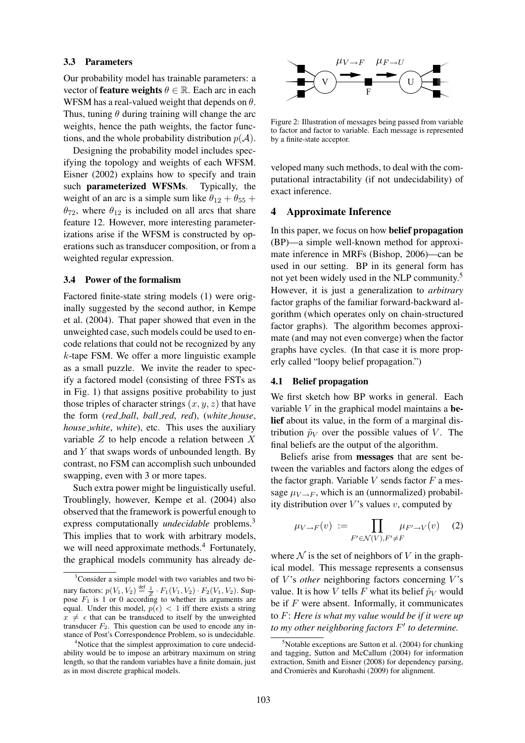### 3.3 Parameters

Our probability model has trainable parameters: a vector of **feature weights** $\theta \in \mathbb{R}$. Each arc in each WFSM has a real-valued weight that depends on $\theta$. Thus, tuning $\theta$ during training will change the arc weights, hence the path weights, the factor functions, and the whole probability distribution $p(\mathcal{A})$.

Designing the probability model includes specifying the topology and weights of each WFSM. Eisner (2002) explains how to specify and train such **parameterized WFSMs**. Typically, the weight of an arc is a simple sum like $\theta_{12} + \theta_{55} + \theta_{72}$, where $\theta_{12}$ is included on all arcs that share feature 12. However, more interesting parameterizations arise if the WFSM is constructed by operations such as transducer composition, or from a weighted regular expression.

### 3.4 Power of the formalism

Factored finite-state string models (1) were originally suggested by the second author, in Kempe et al. (2004). That paper showed that even in the unweighted case, such models could be used to encode relations that could not be recognized by any $k$-tape FSM. We offer a more linguistic example as a small puzzle. We invite the reader to specify a factored model (consisting of three FSTs as in Fig. 1) that assigns positive probability to just those triples of character strings $(x, y, z)$ that have the form (*red_ball*, *ball_red*, *red*), (*white_house*, *house_white*, *white*), etc. This uses the auxiliary variable $Z$ to help encode a relation between $X$ and $Y$ that swaps words of unbounded length. By contrast, no FSM can accomplish such unbounded swapping, even with 3 or more tapes.

Such extra power might be linguistically useful. Troublingly, however, Kempe et al. (2004) also observed that the framework is powerful enough to express computationally *undecidable* problems.[3] This implies that to work with arbitrary models, we will need approximate methods.[4] Fortunately, the graphical models community has already developed many such methods, to deal with the computational intractability (if not undecidability) of exact inference.

[3]Consider a simple model with two variables and two binary factors: $p(V_1, V_2) \stackrel{\text{def}}{=} \frac{1}{Z} \cdot F_1(V_1, V_2) \cdot F_2(V_1, V_2)$. Suppose $F_1$ is 1 or 0 according to whether its arguments are equal. Under this model, $p(\epsilon) < 1$ iff there exists a string $x \neq \epsilon$ that can be transduced to itself by the unweighted transducer $F_2$. This question can be used to encode any instance of Post's Correspondence Problem, so is undecidable.

[4]Notice that the simplest approximation to cure undecidability would be to impose an arbitrary maximum on string length, so that the random variables have a finite domain, just as in most discrete graphical models.

Figure 2: Illustration of messages being passed from variable to factor and factor to variable. Each message is represented by a finite-state acceptor.

## 4 Approximate Inference

In this paper, we focus on how **belief propagation** (BP)—a simple well-known method for approximate inference in MRFs (Bishop, 2006)—can be used in our setting. BP in its general form has not yet been widely used in the NLP community.[5] However, it is just a generalization to *arbitrary* factor graphs of the familiar forward-backward algorithm (which operates only on chain-structured factor graphs). The algorithm becomes approximate (and may not even converge) when the factor graphs have cycles. (In that case it is more properly called "loopy belief propagation.")

### 4.1 Belief propagation

We first sketch how BP works in general. Each variable $V$ in the graphical model maintains a **belief** about its value, in the form of a marginal distribution $\tilde{p}_V$ over the possible values of $V$. The final beliefs are the output of the algorithm.

Beliefs arise from **messages** that are sent between the variables and factors along the edges of the factor graph. Variable $V$ sends factor $F$ a message $\mu_{V \to F}$, which is an (unnormalized) probability distribution over $V$'s values $v$, computed by

$$\mu_{V \to F}(v) := \prod_{F' \in \mathcal{N}(V), F' \neq F} \mu_{F' \to V}(v) \quad (2)$$

where $\mathcal{N}$ is the set of neighbors of $V$ in the graphical model. This message represents a consensus of $V$'s *other* neighboring factors concerning $V$'s value. It is how $V$ tells $F$ what its belief $\tilde{p}_V$ would be if $F$ were absent. Informally, it communicates to $F$: ***Here is what my value would be if it were up to my other neighboring factors $F'$ to determine.***

[5]Notable exceptions are Sutton et al. (2004) for chunking and tagging, Sutton and McCallum (2004) for information extraction, Smith and Eisner (2008) for dependency parsing, and Cromierès and Kurohashi (2009) for alignment.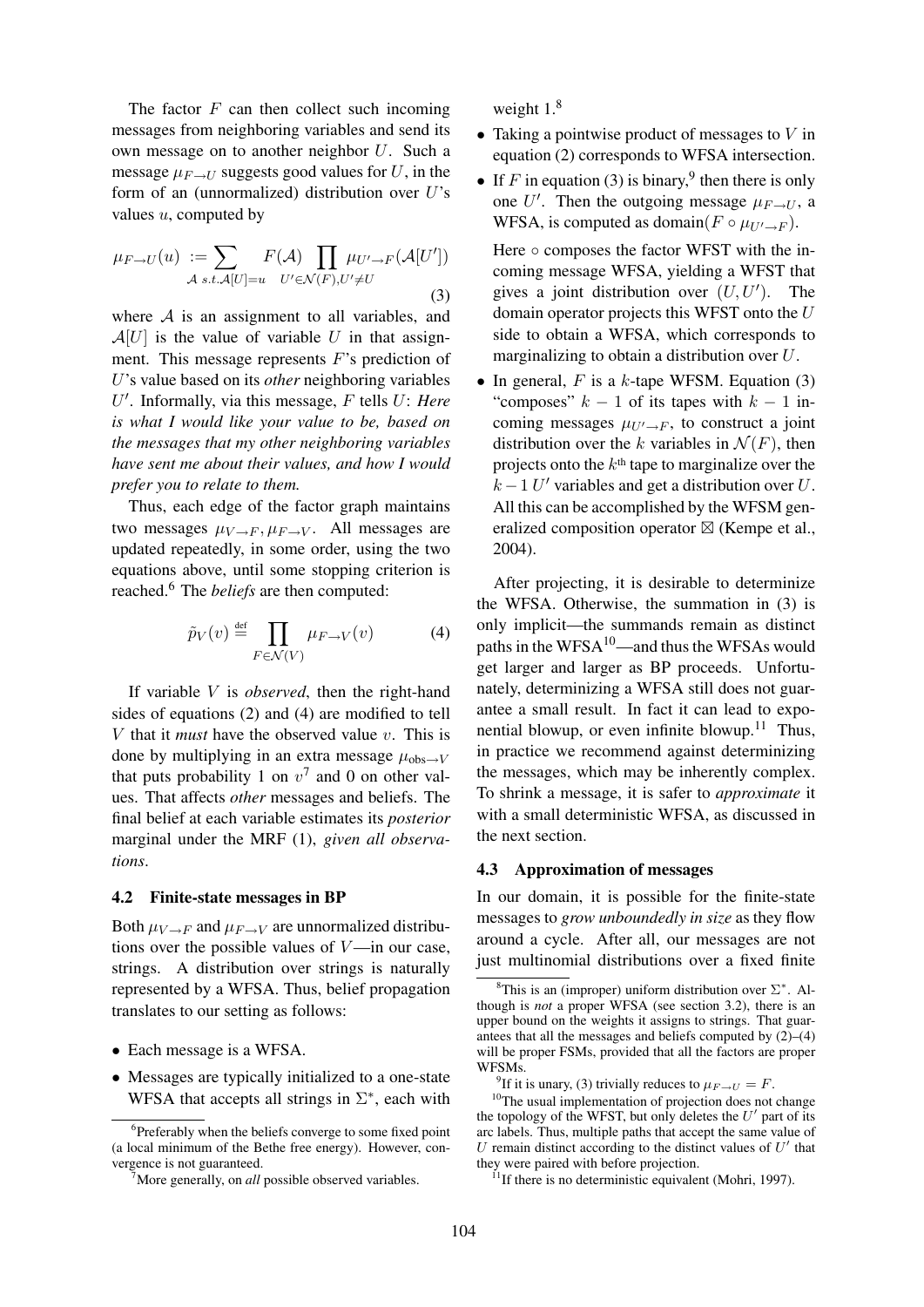The factor $F$ can then collect such incoming messages from neighboring variables and send its own message on to another neighbor $U$. Such a message $\mu_{F \to U}$ suggests good values for $U$, in the form of an (unnormalized) distribution over $U$'s values $u$, computed by

$$\mu_{F \to U}(u) := \sum_{\mathcal{A} \text{ s.t.} \mathcal{A}[U]=u} F(\mathcal{A}) \prod_{U' \in \mathcal{N}(F), U' \neq U} \mu_{U' \to F}(\mathcal{A}[U']) \tag{3}$$

where $\mathcal{A}$ is an assignment to all variables, and $\mathcal{A}[U]$ is the value of variable $U$ in that assignment. This message represents $F$'s prediction of $U$'s value based on its *other* neighboring variables $U'$. Informally, via this message, $F$ tells $U$: *Here is what I would like your value to be, based on the messages that my other neighboring variables have sent me about their values, and how I would prefer you to relate to them.*

Thus, each edge of the factor graph maintains two messages $\mu_{V \to F}, \mu_{F \to V}$. All messages are updated repeatedly, in some order, using the two equations above, until some stopping criterion is reached.[6] The *beliefs* are then computed:

$$\tilde{p}_V(v) \stackrel{\text{def}}{=} \prod_{F \in \mathcal{N}(V)} \mu_{F \to V}(v) \tag{4}$$

If variable $V$ is *observed*, then the right-hand sides of equations (2) and (4) are modified to tell $V$ that it *must* have the observed value $v$. This is done by multiplying in an extra message $\mu_{\text{obs} \to V}$ that puts probability 1 on $v$[7] and 0 on other values. That affects *other* messages and beliefs. The final belief at each variable estimates its *posterior* marginal under the MRF (1), *given all observations.*

### 4.2 Finite-state messages in BP

Both $\mu_{V \to F}$ and $\mu_{F \to V}$ are unnormalized distributions over the possible values of $V$—in our case, strings. A distribution over strings is naturally represented by a WFSA. Thus, belief propagation translates to our setting as follows:

- Each message is a WFSA.
- Messages are typically initialized to a one-state WFSA that accepts all strings in $\Sigma^*$, each with weight 1.[8]
- Taking a pointwise product of messages to $V$ in equation (2) corresponds to WFSA intersection.
- If $F$ in equation (3) is binary,[9] then there is only one $U'$. Then the outgoing message $\mu_{F \to U}$, a WFSA, is computed as domain$(F \circ \mu_{U' \to F})$.

  Here $\circ$ composes the factor WFST with the incoming message WFSA, yielding a WFST that gives a joint distribution over $(U, U')$. The domain operator projects this WFST onto the $U$ side to obtain a WFSA, which corresponds to marginalizing to obtain a distribution over $U$.
- In general, $F$ is a $k$-tape WFSM. Equation (3) "composes" $k-1$ of its tapes with $k-1$ incoming messages $\mu_{U' \to F}$, to construct a joint distribution over the $k$ variables in $\mathcal{N}(F)$, then projects onto the $k^{\text{th}}$ tape to marginalize over the $k-1$ $U'$ variables and get a distribution over $U$. All this can be accomplished by the WFSM generalized composition operator $\boxtimes$ (Kempe et al., 2004).

After projecting, it is desirable to determinize the WFSA. Otherwise, the summation in (3) is only implicit—the summands remain as distinct paths in the WFSA[10]—and thus the WFSAs would get larger and larger as BP proceeds. Unfortunately, determinizing a WFSA still does not guarantee a small result. In fact it can lead to exponential blowup, or even infinite blowup.[11] Thus, in practice we recommend against determinizing the messages, which may be inherently complex. To shrink a message, it is safer to *approximate* it with a small deterministic WFSA, as discussed in the next section.

### 4.3 Approximation of messages

In our domain, it is possible for the finite-state messages to *grow unboundedly in size* as they flow around a cycle. After all, our messages are not just multinomial distributions over a fixed finite

---

[6] Preferably when the beliefs converge to some fixed point (a local minimum of the Bethe free energy). However, convergence is not guaranteed.

[7] More generally, on *all* possible observed variables.

[8] This is an (improper) uniform distribution over $\Sigma^*$. Although is *not* a proper WFSA (see section 3.2), there is an upper bound on the weights it assigns to strings. That guarantees that all the messages and beliefs computed by (2)–(4) will be proper FSMs, provided that all the factors are proper WFSMs.

[9] If it is unary, (3) trivially reduces to $\mu_{F \to U} = F$.

[10] The usual implementation of projection does not change the topology of the WFST, but only deletes the $U'$ part of its arc labels. Thus, multiple paths that accept the same value of $U$ remain distinct according to the distinct values of $U'$ that they were paired with before projection.

[11] If there is no deterministic equivalent (Mohri, 1997).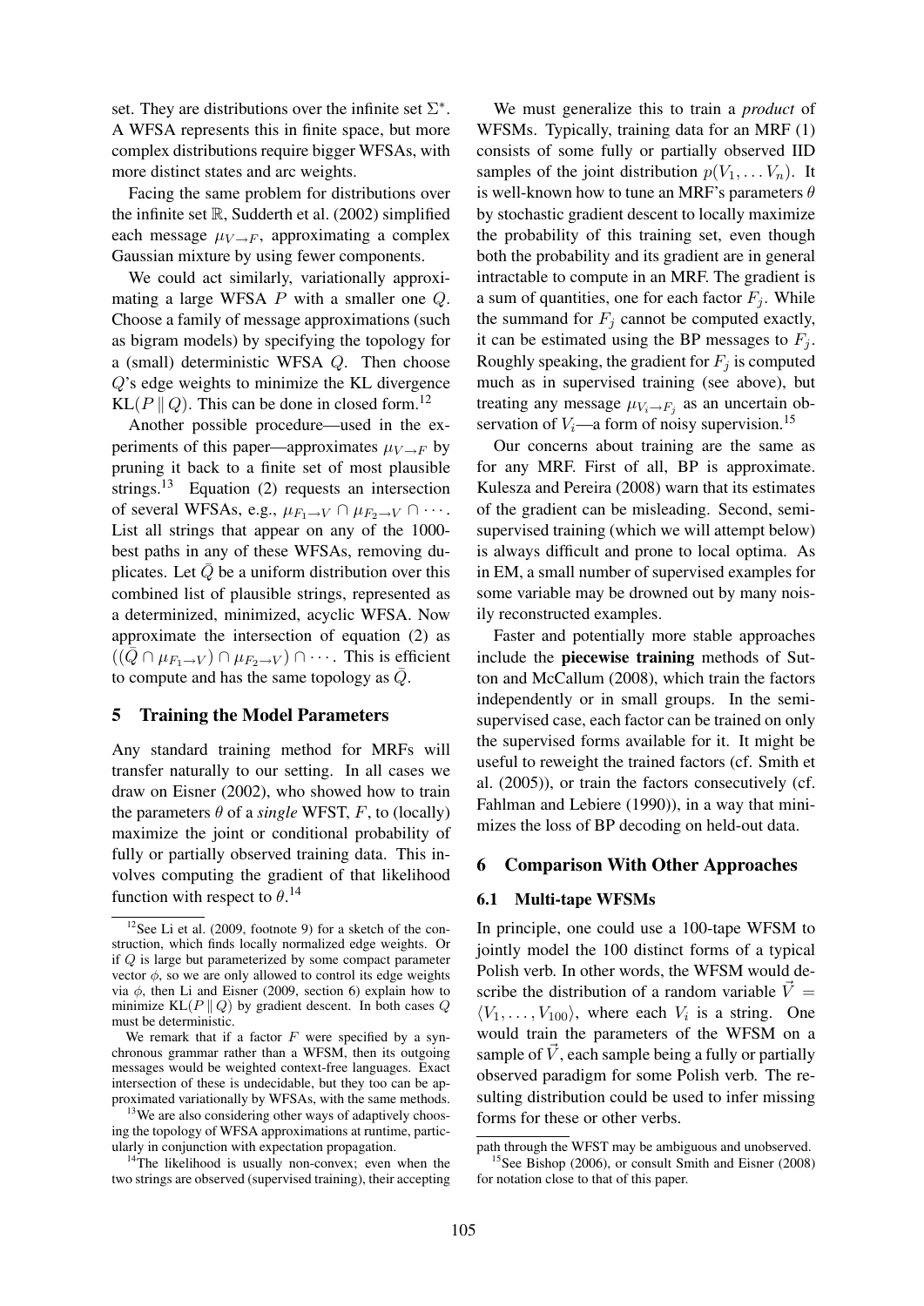set. They are distributions over the infinite set $\Sigma^*$. A WFSA represents this in finite space, but more complex distributions require bigger WFSAs, with more distinct states and arc weights.

Facing the same problem for distributions over the infinite set $\mathbb{R}$, Sudderth et al. (2002) simplified each message $\mu_{V \to F}$, approximating a complex Gaussian mixture by using fewer components.

We could act similarly, variationally approximating a large WFSA $P$ with a smaller one $Q$. Choose a family of message approximations (such as bigram models) by specifying the topology for a (small) deterministic WFSA $Q$. Then choose $Q$'s edge weights to minimize the KL divergence $\text{KL}(P \,\|\, Q)$. This can be done in closed form.[12]

Another possible procedure—used in the experiments of this paper—approximates $\mu_{V \to F}$ by pruning it back to a finite set of most plausible strings.[13] Equation (2) requests an intersection of several WFSAs, e.g., $\mu_{F_1 \to V} \cap \mu_{F_2 \to V} \cap \cdots$. List all strings that appear on any of the 1000-best paths in any of these WFSAs, removing duplicates. Let $\bar{Q}$ be a uniform distribution over this combined list of plausible strings, represented as a determinized, minimized, acyclic WFSA. Now approximate the intersection of equation (2) as $((\bar{Q} \cap \mu_{F_1 \to V}) \cap \mu_{F_2 \to V}) \cap \cdots$. This is efficient to compute and has the same topology as $\bar{Q}$.

## 5 Training the Model Parameters

Any standard training method for MRFs will transfer naturally to our setting. In all cases we draw on Eisner (2002), who showed how to train the parameters $\theta$ of a *single* WFST, $F$, to (locally) maximize the joint or conditional probability of fully or partially observed training data. This involves computing the gradient of that likelihood function with respect to $\theta$.[14]

We must generalize this to train a *product* of WFSMs. Typically, training data for an MRF (1) consists of some fully or partially observed IID samples of the joint distribution $p(V_1, \ldots V_n)$. It is well-known how to tune an MRF's parameters $\theta$ by stochastic gradient descent to locally maximize the probability of this training set, even though both the probability and its gradient are in general intractable to compute in an MRF. The gradient is a sum of quantities, one for each factor $F_j$. While the summand for $F_j$ cannot be computed exactly, it can be estimated using the BP messages to $F_j$. Roughly speaking, the gradient for $F_j$ is computed much as in supervised training (see above), but treating any message $\mu_{V_i \to F_j}$ as an uncertain observation of $V_i$—a form of noisy supervision.[15]

Our concerns about training are the same as for any MRF. First of all, BP is approximate. Kulesza and Pereira (2008) warn that its estimates of the gradient can be misleading. Second, semi-supervised training (which we will attempt below) is always difficult and prone to local optima. As in EM, a small number of supervised examples for some variable may be drowned out by many noisily reconstructed examples.

Faster and potentially more stable approaches include the **piecewise training** methods of Sutton and McCallum (2008), which train the factors independently or in small groups. In the semi-supervised case, each factor can be trained on only the supervised forms available for it. It might be useful to reweight the trained factors (cf. Smith et al. (2005)), or train the factors consecutively (cf. Fahlman and Lebiere (1990)), in a way that minimizes the loss of BP decoding on held-out data.

## 6 Comparison With Other Approaches

### 6.1 Multi-tape WFSMs

In principle, one could use a 100-tape WFSM to jointly model the 100 distinct forms of a typical Polish verb. In other words, the WFSM would describe the distribution of a random variable $\vec{V} = \langle V_1, \ldots, V_{100} \rangle$, where each $V_i$ is a string. One would train the parameters of the WFSM on a sample of $\vec{V}$, each sample being a fully or partially observed paradigm for some Polish verb. The resulting distribution could be used to infer missing forms for these or other verbs.

---

[12] See Li et al. (2009, footnote 9) for a sketch of the construction, which finds locally normalized edge weights. Or if $Q$ is large but parameterized by some compact parameter vector $\phi$, so we are only allowed to control its edge weights via $\phi$, then Li and Eisner (2009, section 6) explain how to minimize $\text{KL}(P \,\|\, Q)$ by gradient descent. In both cases $Q$ must be deterministic.

We remark that if a factor $F$ were specified by a synchronous grammar rather than a WFSM, then its outgoing messages would be weighted context-free languages. Exact intersection of these is undecidable, but they too can be approximated variationally by WFSAs, with the same methods.

[13] We are also considering other ways of adaptively choosing the topology of WFSA approximations at runtime, particularly in conjunction with expectation propagation.

[14] The likelihood is usually non-convex; even when the two strings are observed (supervised training), their accepting path through the WFST may be ambiguous and unobserved.

[15] See Bishop (2006), or consult Smith and Eisner (2008) for notation close to that of this paper.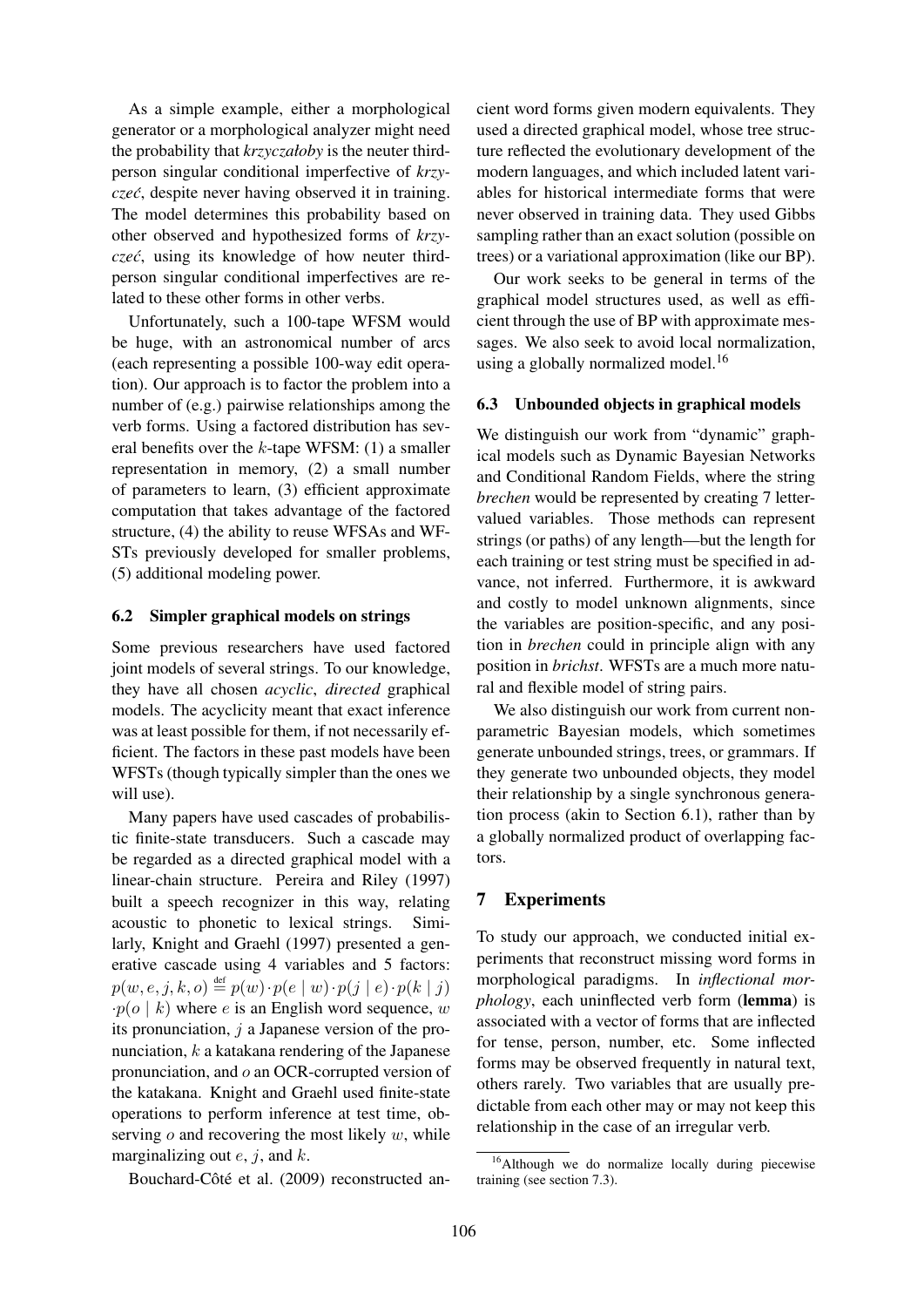As a simple example, either a morphological generator or a morphological analyzer might need the probability that *krzyczałoby* is the neuter third-person singular conditional imperfective of *krzyczeć*, despite never having observed it in training. The model determines this probability based on other observed and hypothesized forms of *krzyczeć*, using its knowledge of how neuter third-person singular conditional imperfectives are related to these other forms in other verbs.

Unfortunately, such a 100-tape WFSM would be huge, with an astronomical number of arcs (each representing a possible 100-way edit operation). Our approach is to factor the problem into a number of (e.g.) pairwise relationships among the verb forms. Using a factored distribution has several benefits over the $k$-tape WFSM: (1) a smaller representation in memory, (2) a small number of parameters to learn, (3) efficient approximate computation that takes advantage of the factored structure, (4) the ability to reuse WFSAs and WFSTs previously developed for smaller problems, (5) additional modeling power.

### 6.2 Simpler graphical models on strings

Some previous researchers have used factored joint models of several strings. To our knowledge, they have all chosen *acyclic*, *directed* graphical models. The acyclicity meant that exact inference was at least possible for them, if not necessarily efficient. The factors in these past models have been WFSTs (though typically simpler than the ones we will use).

Many papers have used cascades of probabilistic finite-state transducers. Such a cascade may be regarded as a directed graphical model with a linear-chain structure. Pereira and Riley (1997) built a speech recognizer in this way, relating acoustic to phonetic to lexical strings. Similarly, Knight and Graehl (1997) presented a generative cascade using 4 variables and 5 factors: $p(w, e, j, k, o) \stackrel{\text{def}}{=} p(w) \cdot p(e \mid w) \cdot p(j \mid e) \cdot p(k \mid j) \cdot p(o \mid k)$ where $e$ is an English word sequence, $w$ its pronunciation, $j$ a Japanese version of the pronunciation, $k$ a katakana rendering of the Japanese pronunciation, and $o$ an OCR-corrupted version of the katakana. Knight and Graehl used finite-state operations to perform inference at test time, observing $o$ and recovering the most likely $w$, while marginalizing out $e$, $j$, and $k$.

Bouchard-Côté et al. (2009) reconstructed ancient word forms given modern equivalents. They used a directed graphical model, whose tree structure reflected the evolutionary development of the modern languages, and which included latent variables for historical intermediate forms that were never observed in training data. They used Gibbs sampling rather than an exact solution (possible on trees) or a variational approximation (like our BP).

Our work seeks to be general in terms of the graphical model structures used, as well as efficient through the use of BP with approximate messages. We also seek to avoid local normalization, using a globally normalized model.[16]

### 6.3 Unbounded objects in graphical models

We distinguish our work from "dynamic" graphical models such as Dynamic Bayesian Networks and Conditional Random Fields, where the string *brechen* would be represented by creating 7 letter-valued variables. Those methods can represent strings (or paths) of any length—but the length for each training or test string must be specified in advance, not inferred. Furthermore, it is awkward and costly to model unknown alignments, since the variables are position-specific, and any position in *brechen* could in principle align with any position in *brichst*. WFSTs are a much more natural and flexible model of string pairs.

We also distinguish our work from current nonparametric Bayesian models, which sometimes generate unbounded strings, trees, or grammars. If they generate two unbounded objects, they model their relationship by a single synchronous generation process (akin to Section 6.1), rather than by a globally normalized product of overlapping factors.

## 7 Experiments

To study our approach, we conducted initial experiments that reconstruct missing word forms in morphological paradigms. In *inflectional morphology*, each uninflected verb form (**lemma**) is associated with a vector of forms that are inflected for tense, person, number, etc. Some inflected forms may be observed frequently in natural text, others rarely. Two variables that are usually predictable from each other may or may not keep this relationship in the case of an irregular verb.

[16] Although we do normalize locally during piecewise training (see section 7.3).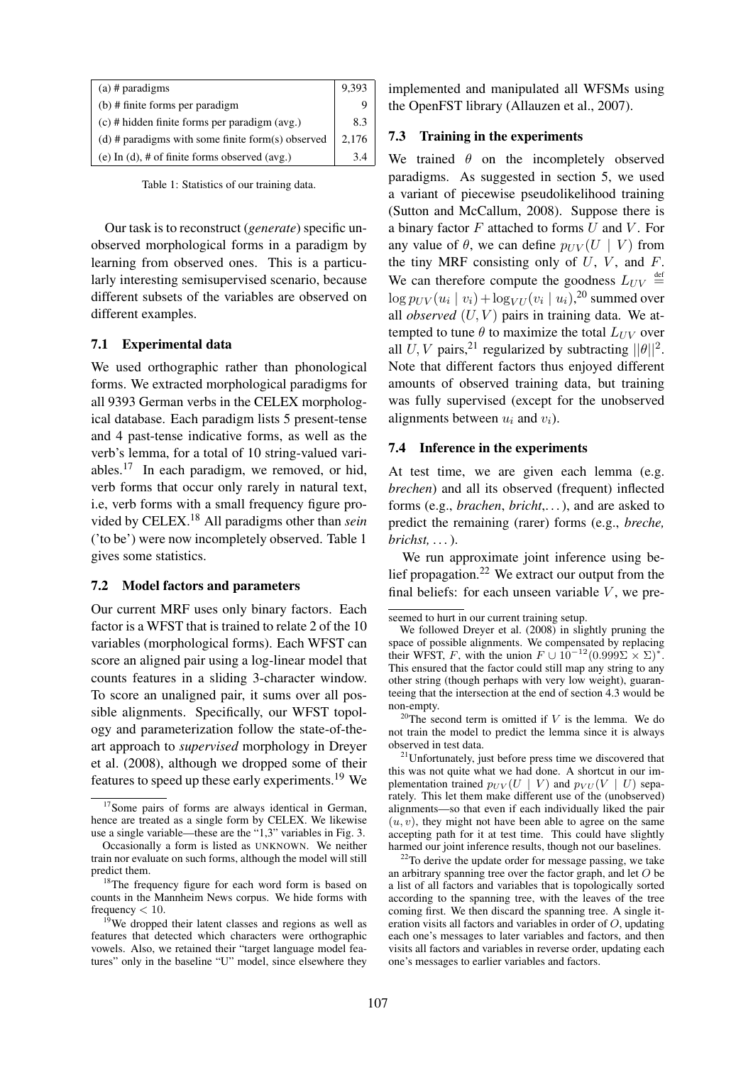| (a) # paradigms | 9,393 |
|---|---|
| (b) # finite forms per paradigm | 9 |
| (c) # hidden finite forms per paradigm (avg.) | 8.3 |
| (d) # paradigms with some finite form(s) observed | 2,176 |
| (e) In (d), # of finite forms observed (avg.) | 3.4 |

Table 1: Statistics of our training data.

Our task is to reconstruct (*generate*) specific unobserved morphological forms in a paradigm by learning from observed ones. This is a particularly interesting semisupervised scenario, because different subsets of the variables are observed on different examples.

### 7.1 Experimental data

We used orthographic rather than phonological forms. We extracted morphological paradigms for all 9393 German verbs in the CELEX morphological database. Each paradigm lists 5 present-tense and 4 past-tense indicative forms, as well as the verb's lemma, for a total of 10 string-valued variables.[17] In each paradigm, we removed, or hid, verb forms that occur only rarely in natural text, i.e, verb forms with a small frequency figure provided by CELEX.[18] All paradigms other than *sein* ('to be') were now incompletely observed. Table 1 gives some statistics.

### 7.2 Model factors and parameters

Our current MRF uses only binary factors. Each factor is a WFST that is trained to relate 2 of the 10 variables (morphological forms). Each WFST can score an aligned pair using a log-linear model that counts features in a sliding 3-character window. To score an unaligned pair, it sums over all possible alignments. Specifically, our WFST topology and parameterization follow the state-of-the-art approach to *supervised* morphology in Dreyer et al. (2008), although we dropped some of their features to speed up these early experiments.[19] We implemented and manipulated all WFSMs using the OpenFST library (Allauzen et al., 2007).

### 7.3 Training in the experiments

We trained $\theta$ on the incompletely observed paradigms. As suggested in section 5, we used a variant of piecewise pseudolikelihood training (Sutton and McCallum, 2008). Suppose there is a binary factor $F$ attached to forms $U$ and $V$. For any value of $\theta$, we can define $p_{UV}(U \mid V)$ from the tiny MRF consisting only of $U$, $V$, and $F$. We can therefore compute the goodness $L_{UV} \stackrel{\text{def}}{=} \log p_{UV}(u_i \mid v_i) + \log_{VU}(v_i \mid u_i)$,[20] summed over all *observed* $(U, V)$ pairs in training data. We attempted to tune $\theta$ to maximize the total $L_{UV}$ over all $U, V$ pairs,[21] regularized by subtracting $||\theta||^2$. Note that different factors thus enjoyed different amounts of observed training data, but training was fully supervised (except for the unobserved alignments between $u_i$ and $v_i$).

### 7.4 Inference in the experiments

At test time, we are given each lemma (e.g. *brechen*) and all its observed (frequent) inflected forms (e.g., *brachen*, *bricht*,...), and are asked to predict the remaining (rarer) forms (e.g., *breche, brichst, ...*).

We run approximate joint inference using belief propagation.[22] We extract our output from the final beliefs: for each unseen variable $V$, we pre-

---

[17] Some pairs of forms are always identical in German, hence are treated as a single form by CELEX. We likewise use a single variable—these are the "1,3" variables in Fig. 3.

Occasionally a form is listed as UNKNOWN. We neither train nor evaluate on such forms, although the model will still predict them.

[18] The frequency figure for each word form is based on counts in the Mannheim News corpus. We hide forms with frequency $< 10$.

[19] We dropped their latent classes and regions as well as features that detected which characters were orthographic vowels. Also, we retained their "target language model features" only in the baseline "U" model, since elsewhere they seemed to hurt in our current training setup.

We followed Dreyer et al. (2008) in slightly pruning the space of possible alignments. We compensated by replacing their WFST, $F$, with the union $F \cup 10^{-12}(0.999\Sigma \times \Sigma)^*$. This ensured that the factor could still map any string to any other string (though perhaps with very low weight), guaranteeing that the intersection at the end of section 4.3 would be non-empty.

[20] The second term is omitted if $V$ is the lemma. We do not train the model to predict the lemma since it is always observed in test data.

[21] Unfortunately, just before press time we discovered that this was not quite what we had done. A shortcut in our implementation trained $p_{UV}(U \mid V)$ and $p_{VU}(V \mid U)$ separately. This let them make different use of the (unobserved) alignments—so that even if each individually liked the pair $(u, v)$, they might not have been able to agree on the same accepting path for it at test time. This could have slightly harmed our joint inference results, though not our baselines.

[22] To derive the update order for message passing, we take an arbitrary spanning tree over the factor graph, and let $O$ be a list of all factors and variables that is topologically sorted according to the spanning tree, with the leaves of the tree coming first. We then discard the spanning tree. A single iteration visits all factors and variables in order of $O$, updating each one's messages to later variables and factors, and then visits all factors and variables in reverse order, updating each one's messages to earlier variables and factors.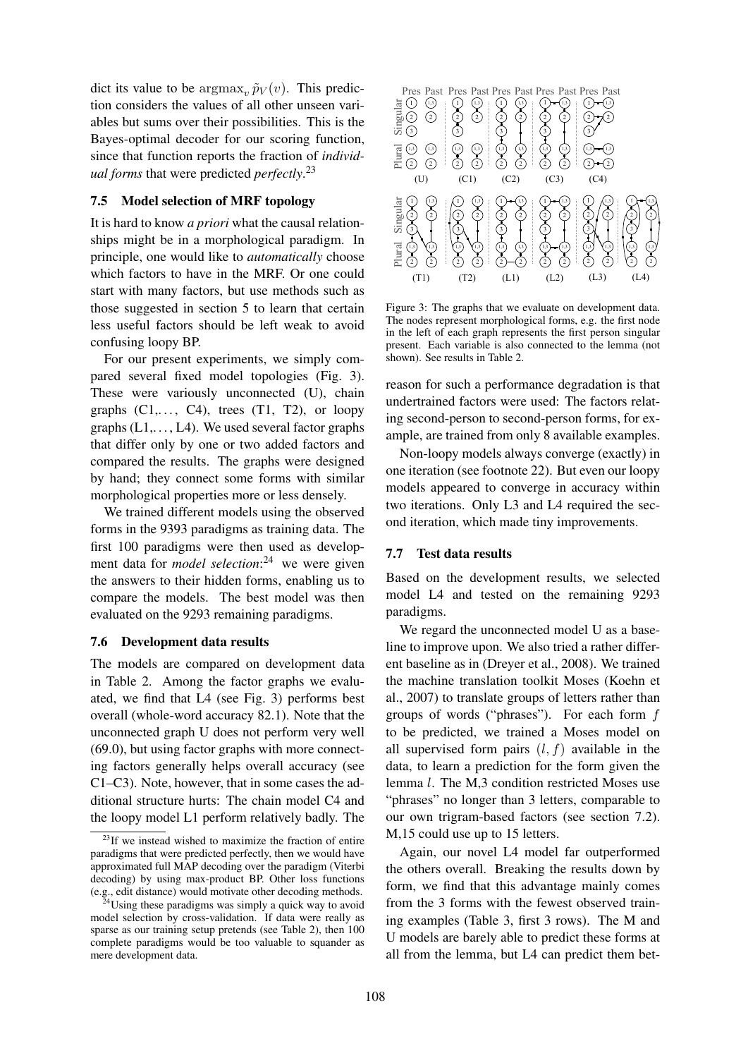dict its value to be $\mathrm{argmax}_v \, \tilde{p}_V(v)$. This prediction considers the values of all other unseen variables but sums over their possibilities. This is the Bayes-optimal decoder for our scoring function, since that function reports the fraction of *individual forms* that were predicted *perfectly*.[23]

### 7.5 Model selection of MRF topology

It is hard to know *a priori* what the causal relationships might be in a morphological paradigm. In principle, one would like to *automatically* choose which factors to have in the MRF. Or one could start with many factors, but use methods such as those suggested in section 5 to learn that certain less useful factors should be left weak to avoid confusing loopy BP.

For our present experiments, we simply compared several fixed model topologies (Fig. 3). These were variously unconnected (U), chain graphs (C1,..., C4), trees (T1, T2), or loopy graphs (L1,..., L4). We used several factor graphs that differ only by one or two added factors and compared the results. The graphs were designed by hand; they connect some forms with similar morphological properties more or less densely.

We trained different models using the observed forms in the 9393 paradigms as training data. The first 100 paradigms were then used as development data for *model selection*:[24] we were given the answers to their hidden forms, enabling us to compare the models. The best model was then evaluated on the 9293 remaining paradigms.

### 7.6 Development data results

The models are compared on development data in Table 2. Among the factor graphs we evaluated, we find that L4 (see Fig. 3) performs best overall (whole-word accuracy 82.1). Note that the unconnected graph U does not perform very well (69.0), but using factor graphs with more connecting factors generally helps overall accuracy (see C1–C3). Note, however, that in some cases the additional structure hurts: The chain model C4 and the loopy model L1 perform relatively badly. The reason for such a performance degradation is that undertrained factors were used: The factors relating second-person to second-person forms, for example, are trained from only 8 available examples.

Non-loopy models always converge (exactly) in one iteration (see footnote 22). But even our loopy models appeared to converge in accuracy within two iterations. Only L3 and L4 required the second iteration, which made tiny improvements.

Figure 3: The graphs that we evaluate on development data. The nodes represent morphological forms, e.g. the first node in the left of each graph represents the first person singular present. Each variable is also connected to the lemma (not shown). See results in Table 2.

### 7.7 Test data results

Based on the development results, we selected model L4 and tested on the remaining 9293 paradigms.

We regard the unconnected model U as a baseline to improve upon. We also tried a rather different baseline as in (Dreyer et al., 2008). We trained the machine translation toolkit Moses (Koehn et al., 2007) to translate groups of letters rather than groups of words ("phrases"). For each form $f$ to be predicted, we trained a Moses model on all supervised form pairs $(l, f)$ available in the data, to learn a prediction for the form given the lemma $l$. The M,3 condition restricted Moses use "phrases" no longer than 3 letters, comparable to our own trigram-based factors (see section 7.2). M,15 could use up to 15 letters.

Again, our novel L4 model far outperformed the others overall. Breaking the results down by form, we find that this advantage mainly comes from the 3 forms with the fewest observed training examples (Table 3, first 3 rows). The M and U models are barely able to predict these forms at all from the lemma, but L4 can predict them bet-

[23] If we instead wished to maximize the fraction of entire paradigms that were predicted perfectly, then we would have approximated full MAP decoding over the paradigm (Viterbi decoding) by using max-product BP. Other loss functions (e.g., edit distance) would motivate other decoding methods.

[24] Using these paradigms was simply a quick way to avoid model selection by cross-validation. If data were really as sparse as our training setup pretends (see Table 2), then 100 complete paradigms would be too valuable to squander as mere development data.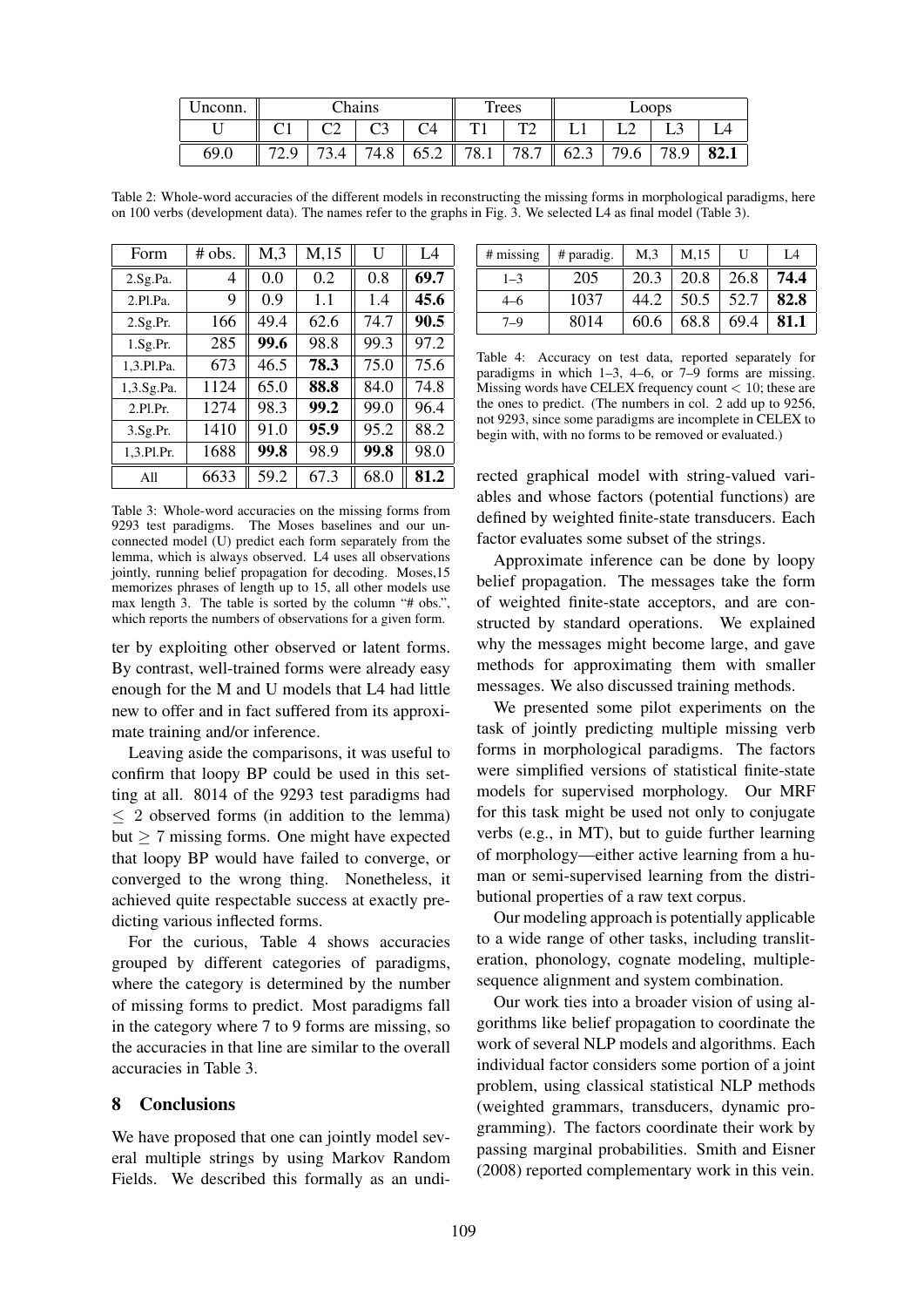| Unconn. | Chains | | | | Trees | | Loops | | | |
|---|---|---|---|---|---|---|---|---|---|---|
| U | C1 | C2 | C3 | C4 | T1 | T2 | L1 | L2 | L3 | L4 |
| 69.0 | 72.9 | 73.4 | 74.8 | 65.2 | 78.1 | 78.7 | 62.3 | 79.6 | 78.9 | **82.1** |

Table 2: Whole-word accuracies of the different models in reconstructing the missing forms in morphological paradigms, here on 100 verbs (development data). The names refer to the graphs in Fig. 3. We selected L4 as final model (Table 3).

| Form | # obs. | M,3 | M,15 | U | L4 |
|---|---|---|---|---|---|
| 2.Sg.Pa. | 4 | 0.0 | 0.2 | 0.8 | **69.7** |
| 2.Pl.Pa. | 9 | 0.9 | 1.1 | 1.4 | **45.6** |
| 2.Sg.Pr. | 166 | 49.4 | 62.6 | 74.7 | **90.5** |
| 1.Sg.Pr. | 285 | **99.6** | 98.8 | 99.3 | 97.2 |
| 1,3.Pl.Pa. | 673 | 46.5 | **78.3** | 75.0 | 75.6 |
| 1,3.Sg.Pa. | 1124 | 65.0 | **88.8** | 84.0 | 74.8 |
| 2.Pl.Pr. | 1274 | 98.3 | **99.2** | 99.0 | 96.4 |
| 3.Sg.Pr. | 1410 | 91.0 | **95.9** | 95.2 | 88.2 |
| 1,3.Pl.Pr. | 1688 | **99.8** | 98.9 | **99.8** | 98.0 |
| All | 6633 | 59.2 | 67.3 | 68.0 | **81.2** |

Table 3: Whole-word accuracies on the missing forms from 9293 test paradigms. The Moses baselines and our unconnected model (U) predict each form separately from the lemma, which is always observed. L4 uses all observations jointly, running belief propagation for decoding. Moses,15 memorizes phrases of length up to 15, all other models use max length 3. The table is sorted by the column "# obs.", which reports the numbers of observations for a given form.

| # missing | # paradig. | M,3 | M,15 | U | L4 |
|---|---|---|---|---|---|
| 1–3 | 205 | 20.3 | 20.8 | 26.8 | **74.4** |
| 4–6 | 1037 | 44.2 | 50.5 | 52.7 | **82.8** |
| 7–9 | 8014 | 60.6 | 68.8 | 69.4 | **81.1** |

Table 4: Accuracy on test data, reported separately for paradigms in which 1–3, 4–6, or 7–9 forms are missing. Missing words have CELEX frequency count $< 10$; these are the ones to predict. (The numbers in col. 2 add up to 9256, not 9293, since some paradigms are incomplete in CELEX to begin with, with no forms to be removed or evaluated.)

ter by exploiting other observed or latent forms. By contrast, well-trained forms were already easy enough for the M and U models that L4 had little new to offer and in fact suffered from its approximate training and/or inference.

Leaving aside the comparisons, it was useful to confirm that loopy BP could be used in this setting at all. 8014 of the 9293 test paradigms had $\leq 2$ observed forms (in addition to the lemma) but $\geq 7$ missing forms. One might have expected that loopy BP would have failed to converge, or converged to the wrong thing. Nonetheless, it achieved quite respectable success at exactly predicting various inflected forms.

For the curious, Table 4 shows accuracies grouped by different categories of paradigms, where the category is determined by the number of missing forms to predict. Most paradigms fall in the category where 7 to 9 forms are missing, so the accuracies in that line are similar to the overall accuracies in Table 3.

## 8 Conclusions

We have proposed that one can jointly model several multiple strings by using Markov Random Fields. We described this formally as an undirected graphical model with string-valued variables and whose factors (potential functions) are defined by weighted finite-state transducers. Each factor evaluates some subset of the strings.

Approximate inference can be done by loopy belief propagation. The messages take the form of weighted finite-state acceptors, and are constructed by standard operations. We explained why the messages might become large, and gave methods for approximating them with smaller messages. We also discussed training methods.

We presented some pilot experiments on the task of jointly predicting multiple missing verb forms in morphological paradigms. The factors were simplified versions of statistical finite-state models for supervised morphology. Our MRF for this task might be used not only to conjugate verbs (e.g., in MT), but to guide further learning of morphology—either active learning from a human or semi-supervised learning from the distributional properties of a raw text corpus.

Our modeling approach is potentially applicable to a wide range of other tasks, including transliteration, phonology, cognate modeling, multiple-sequence alignment and system combination.

Our work ties into a broader vision of using algorithms like belief propagation to coordinate the work of several NLP models and algorithms. Each individual factor considers some portion of a joint problem, using classical statistical NLP methods (weighted grammars, transducers, dynamic programming). The factors coordinate their work by passing marginal probabilities. Smith and Eisner (2008) reported complementary work in this vein.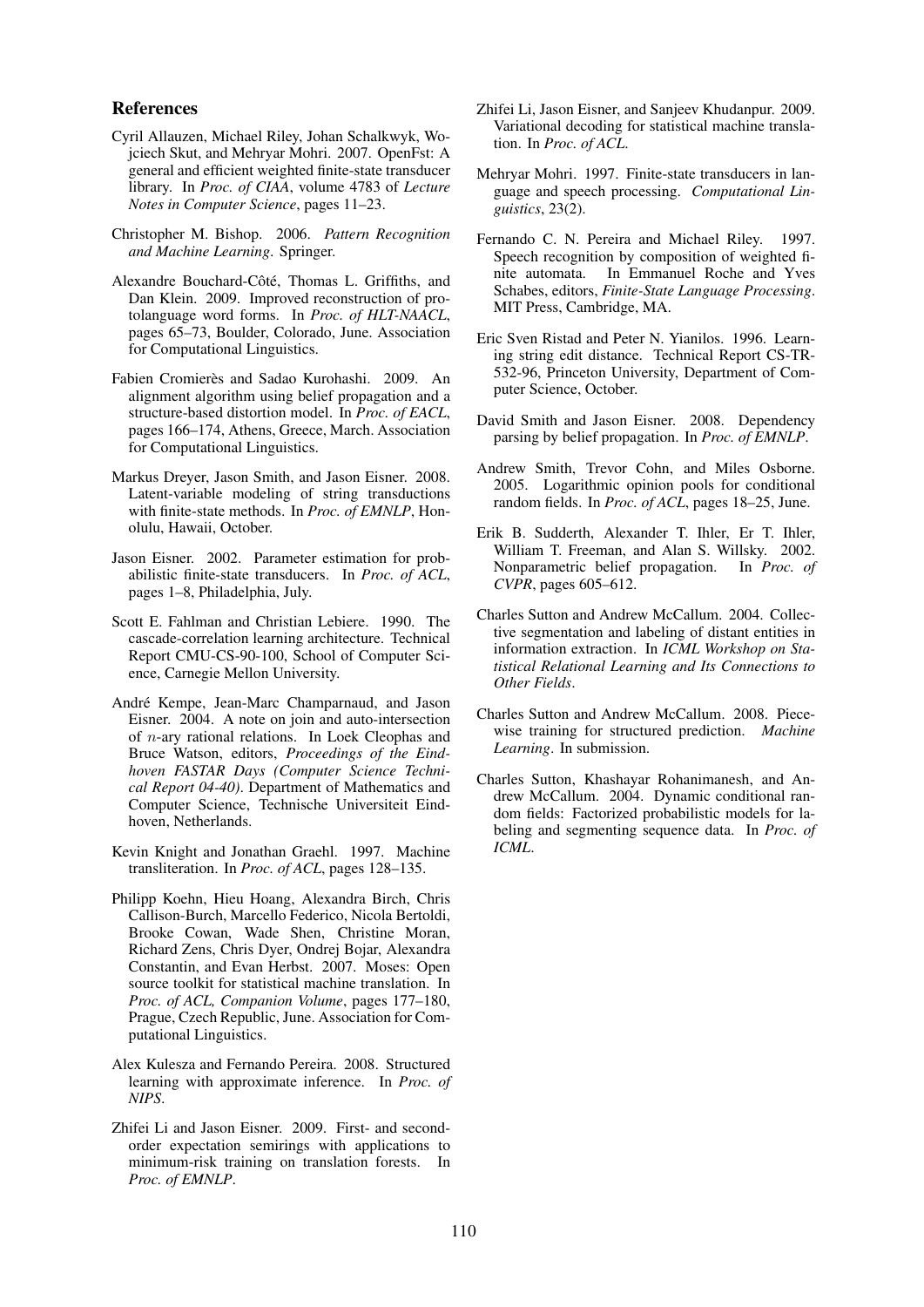## References

Cyril Allauzen, Michael Riley, Johan Schalkwyk, Wojciech Skut, and Mehryar Mohri. 2007. OpenFst: A general and efficient weighted finite-state transducer library. In *Proc. of CIAA*, volume 4783 of *Lecture Notes in Computer Science*, pages 11–23.

Christopher M. Bishop. 2006. *Pattern Recognition and Machine Learning*. Springer.

Alexandre Bouchard-Côté, Thomas L. Griffiths, and Dan Klein. 2009. Improved reconstruction of protolanguage word forms. In *Proc. of HLT-NAACL*, pages 65–73, Boulder, Colorado, June. Association for Computational Linguistics.

Fabien Cromierès and Sadao Kurohashi. 2009. An alignment algorithm using belief propagation and a structure-based distortion model. In *Proc. of EACL*, pages 166–174, Athens, Greece, March. Association for Computational Linguistics.

Markus Dreyer, Jason Smith, and Jason Eisner. 2008. Latent-variable modeling of string transductions with finite-state methods. In *Proc. of EMNLP*, Honolulu, Hawaii, October.

Jason Eisner. 2002. Parameter estimation for probabilistic finite-state transducers. In *Proc. of ACL*, pages 1–8, Philadelphia, July.

Scott E. Fahlman and Christian Lebiere. 1990. The cascade-correlation learning architecture. Technical Report CMU-CS-90-100, School of Computer Science, Carnegie Mellon University.

André Kempe, Jean-Marc Champarnaud, and Jason Eisner. 2004. A note on join and auto-intersection of $n$-ary rational relations. In Loek Cleophas and Bruce Watson, editors, *Proceedings of the Eindhoven FASTAR Days (Computer Science Technical Report 04-40)*. Department of Mathematics and Computer Science, Technische Universiteit Eindhoven, Netherlands.

Kevin Knight and Jonathan Graehl. 1997. Machine transliteration. In *Proc. of ACL*, pages 128–135.

Philipp Koehn, Hieu Hoang, Alexandra Birch, Chris Callison-Burch, Marcello Federico, Nicola Bertoldi, Brooke Cowan, Wade Shen, Christine Moran, Richard Zens, Chris Dyer, Ondrej Bojar, Alexandra Constantin, and Evan Herbst. 2007. Moses: Open source toolkit for statistical machine translation. In *Proc. of ACL, Companion Volume*, pages 177–180, Prague, Czech Republic, June. Association for Computational Linguistics.

Alex Kulesza and Fernando Pereira. 2008. Structured learning with approximate inference. In *Proc. of NIPS*.

Zhifei Li and Jason Eisner. 2009. First- and second-order expectation semirings with applications to minimum-risk training on translation forests. In *Proc. of EMNLP*.

Zhifei Li, Jason Eisner, and Sanjeev Khudanpur. 2009. Variational decoding for statistical machine translation. In *Proc. of ACL*.

Mehryar Mohri. 1997. Finite-state transducers in language and speech processing. *Computational Linguistics*, 23(2).

Fernando C. N. Pereira and Michael Riley. 1997. Speech recognition by composition of weighted finite automata. In Emmanuel Roche and Yves Schabes, editors, *Finite-State Language Processing*. MIT Press, Cambridge, MA.

Eric Sven Ristad and Peter N. Yianilos. 1996. Learning string edit distance. Technical Report CS-TR-532-96, Princeton University, Department of Computer Science, October.

David Smith and Jason Eisner. 2008. Dependency parsing by belief propagation. In *Proc. of EMNLP*.

Andrew Smith, Trevor Cohn, and Miles Osborne. 2005. Logarithmic opinion pools for conditional random fields. In *Proc. of ACL*, pages 18–25, June.

Erik B. Sudderth, Alexander T. Ihler, Er T. Ihler, William T. Freeman, and Alan S. Willsky. 2002. Nonparametric belief propagation. In *Proc. of CVPR*, pages 605–612.

Charles Sutton and Andrew McCallum. 2004. Collective segmentation and labeling of distant entities in information extraction. In *ICML Workshop on Statistical Relational Learning and Its Connections to Other Fields*.

Charles Sutton and Andrew McCallum. 2008. Piecewise training for structured prediction. *Machine Learning*. In submission.

Charles Sutton, Khashayar Rohanimanesh, and Andrew McCallum. 2004. Dynamic conditional random fields: Factorized probabilistic models for labeling and segmenting sequence data. In *Proc. of ICML*.